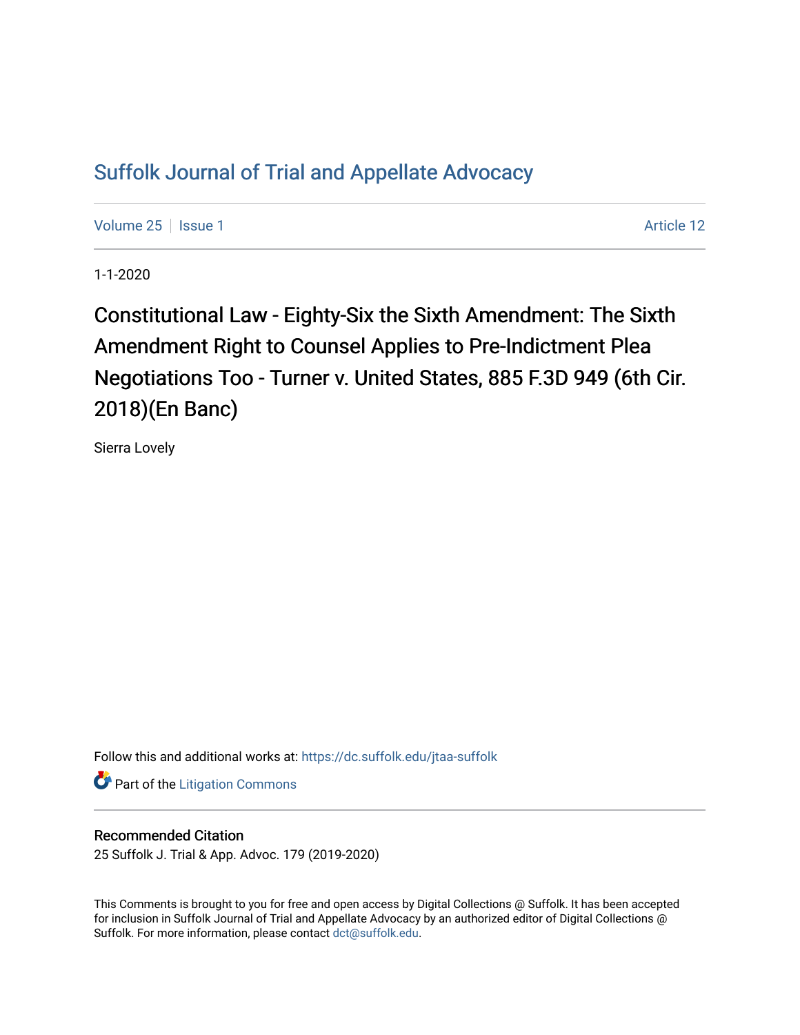# Suffolk Journal of Trial and Appellate Advocacy

Volume 25 | Issue 1 Article 12

1-1-2020

## Constitutional Law - Eighty-Six the Sixth Amendment: The Sixth Amendment Right to Counsel Applies to Pre-Indictment Plea Negotiations Too - Turner v. United States, 885 F.3D 949 (6th Cir. 2018)(En Banc)

Sierra Lovely

Follow this and additional works at: https://dc.suffolk.edu/jtaa-suffolk

Part of the Litigation Commons

### Recommended Citation

25 Suffolk J. Trial & App. Advoc. 179 (2019-2020)

This Comments is brought to you for free and open access by Digital Collections @ Suffolk. It has been accepted for inclusion in Suffolk Journal of Trial and Appellate Advocacy by an authorized editor of Digital Collections @ Suffolk. For more information, please contact dct@suffolk.edu.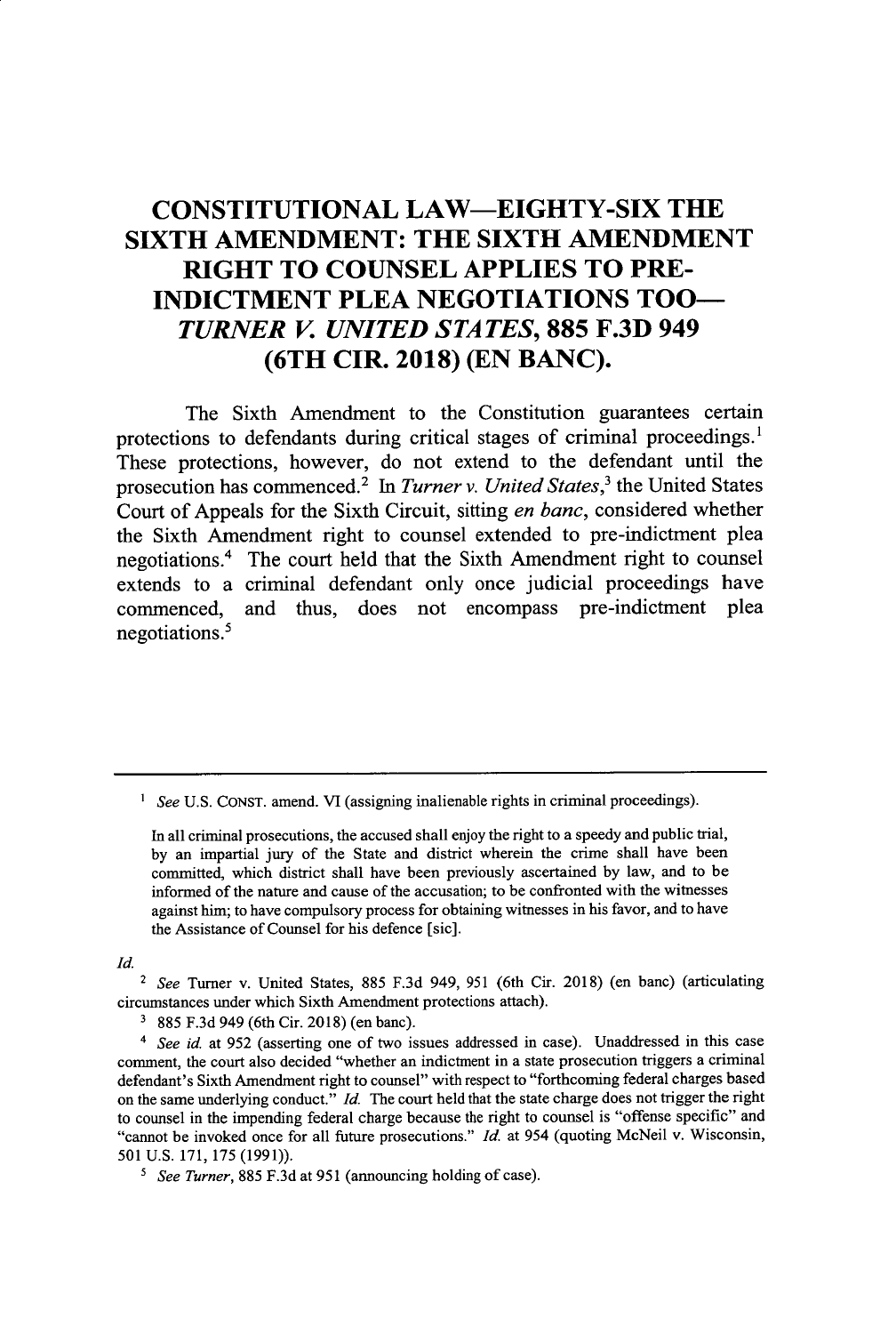# CONSTITUTIONAL LAW—EIGHTY-SIX THE SIXTH AMENDMENT: THE SIXTH AMENDMENT RIGHT TO COUNSEL APPLIES TO PRE-INDICTMENT PLEA NEGOTIATIONS TOO—*TURNER V. UNITED STATES*, 885 F.3D 949 (6TH CIR. 2018) (EN BANC).

The Sixth Amendment to the Constitution guarantees certain protections to defendants during critical stages of criminal proceedings.[1] These protections, however, do not extend to the defendant until the prosecution has commenced.[2] In *Turner v. United States*,[3] the United States Court of Appeals for the Sixth Circuit, sitting *en banc*, considered whether the Sixth Amendment right to counsel extended to pre-indictment plea negotiations.[4] The court held that the Sixth Amendment right to counsel extends to a criminal defendant only once judicial proceedings have commenced, and thus, does not encompass pre-indictment plea negotiations.[5]

---

[1] *See* U.S. CONST. amend. VI (assigning inalienable rights in criminal proceedings).

> In all criminal prosecutions, the accused shall enjoy the right to a speedy and public trial, by an impartial jury of the State and district wherein the crime shall have been committed, which district shall have been previously ascertained by law, and to be informed of the nature and cause of the accusation; to be confronted with the witnesses against him; to have compulsory process for obtaining witnesses in his favor, and to have the Assistance of Counsel for his defence [sic].

*Id.*

[2] *See* Turner v. United States, 885 F.3d 949, 951 (6th Cir. 2018) (en banc) (articulating circumstances under which Sixth Amendment protections attach).

[3] 885 F.3d 949 (6th Cir. 2018) (en banc).

[4] *See id.* at 952 (asserting one of two issues addressed in case). Unaddressed in this case comment, the court also decided "whether an indictment in a state prosecution triggers a criminal defendant's Sixth Amendment right to counsel" with respect to "forthcoming federal charges based on the same underlying conduct." *Id.* The court held that the state charge does not trigger the right to counsel in the impending federal charge because the right to counsel is "offense specific" and "cannot be invoked once for all future prosecutions." *Id.* at 954 (quoting McNeil v. Wisconsin, 501 U.S. 171, 175 (1991)).

[5] *See Turner*, 885 F.3d at 951 (announcing holding of case).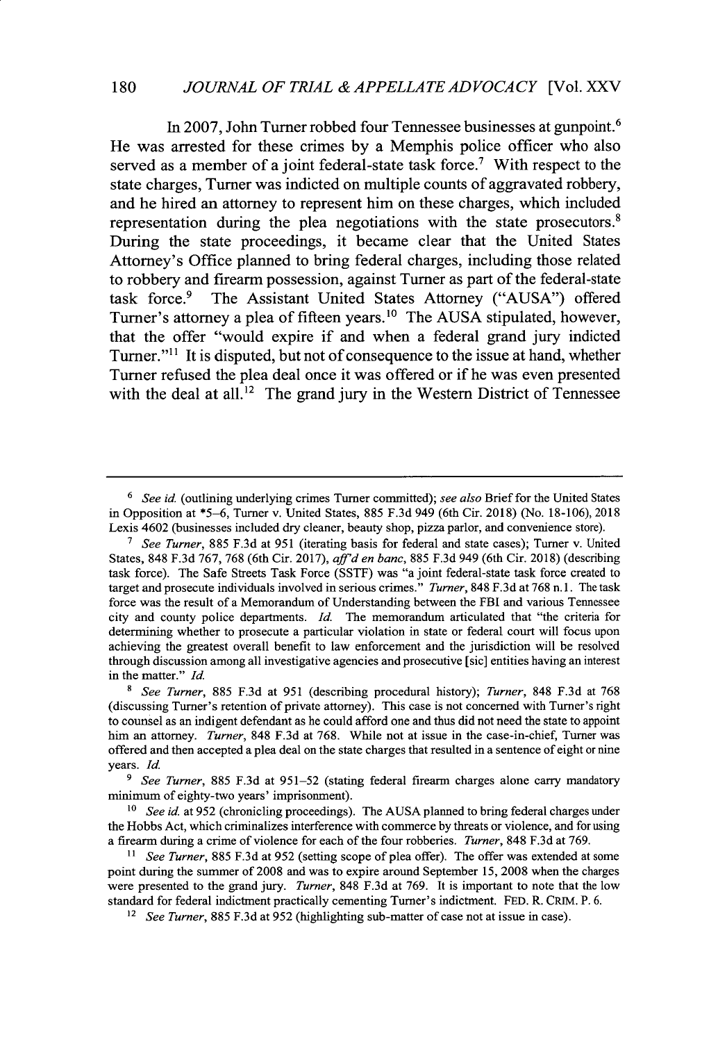In 2007, John Turner robbed four Tennessee businesses at gunpoint.[6] He was arrested for these crimes by a Memphis police officer who also served as a member of a joint federal-state task force.[7] With respect to the state charges, Turner was indicted on multiple counts of aggravated robbery, and he hired an attorney to represent him on these charges, which included representation during the plea negotiations with the state prosecutors.[8] During the state proceedings, it became clear that the United States Attorney's Office planned to bring federal charges, including those related to robbery and firearm possession, against Turner as part of the federal-state task force.[9] The Assistant United States Attorney ("AUSA") offered Turner's attorney a plea of fifteen years.[10] The AUSA stipulated, however, that the offer "would expire if and when a federal grand jury indicted Turner."[11] It is disputed, but not of consequence to the issue at hand, whether Turner refused the plea deal once it was offered or if he was even presented with the deal at all.[12] The grand jury in the Western District of Tennessee

---

[6] *See id.* (outlining underlying crimes Turner committed); *see also* Brief for the United States in Opposition at *5–6, Turner v. United States, 885 F.3d 949 (6th Cir. 2018) (No. 18-106), 2018 Lexis 4602 (businesses included dry cleaner, beauty shop, pizza parlor, and convenience store).

[7] *See Turner*, 885 F.3d at 951 (iterating basis for federal and state cases); Turner v. United States, 848 F.3d 767, 768 (6th Cir. 2017), *aff'd en banc*, 885 F.3d 949 (6th Cir. 2018) (describing task force). The Safe Streets Task Force (SSTF) was "a joint federal-state task force created to target and prosecute individuals involved in serious crimes." *Turner*, 848 F.3d at 768 n.1. The task force was the result of a Memorandum of Understanding between the FBI and various Tennessee city and county police departments. *Id.* The memorandum articulated that "the criteria for determining whether to prosecute a particular violation in state or federal court will focus upon achieving the greatest overall benefit to law enforcement and the jurisdiction will be resolved through discussion among all investigative agencies and prosecutive [sic] entities having an interest in the matter." *Id.*

[8] *See Turner*, 885 F.3d at 951 (describing procedural history); *Turner*, 848 F.3d at 768 (discussing Turner's retention of private attorney). This case is not concerned with Turner's right to counsel as an indigent defendant as he could afford one and thus did not need the state to appoint him an attorney. *Turner*, 848 F.3d at 768. While not at issue in the case-in-chief, Turner was offered and then accepted a plea deal on the state charges that resulted in a sentence of eight or nine years. *Id.*

[9] *See Turner*, 885 F.3d at 951–52 (stating federal firearm charges alone carry mandatory minimum of eighty-two years' imprisonment).

[10] *See id.* at 952 (chronicling proceedings). The AUSA planned to bring federal charges under the Hobbs Act, which criminalizes interference with commerce by threats or violence, and for using a firearm during a crime of violence for each of the four robberies. *Turner*, 848 F.3d at 769.

[11] *See Turner*, 885 F.3d at 952 (setting scope of plea offer). The offer was extended at some point during the summer of 2008 and was to expire around September 15, 2008 when the charges were presented to the grand jury. *Turner*, 848 F.3d at 769. It is important to note that the low standard for federal indictment practically cementing Turner's indictment. FED. R. CRIM. P. 6.

[12] *See Turner*, 885 F.3d at 952 (highlighting sub-matter of case not at issue in case).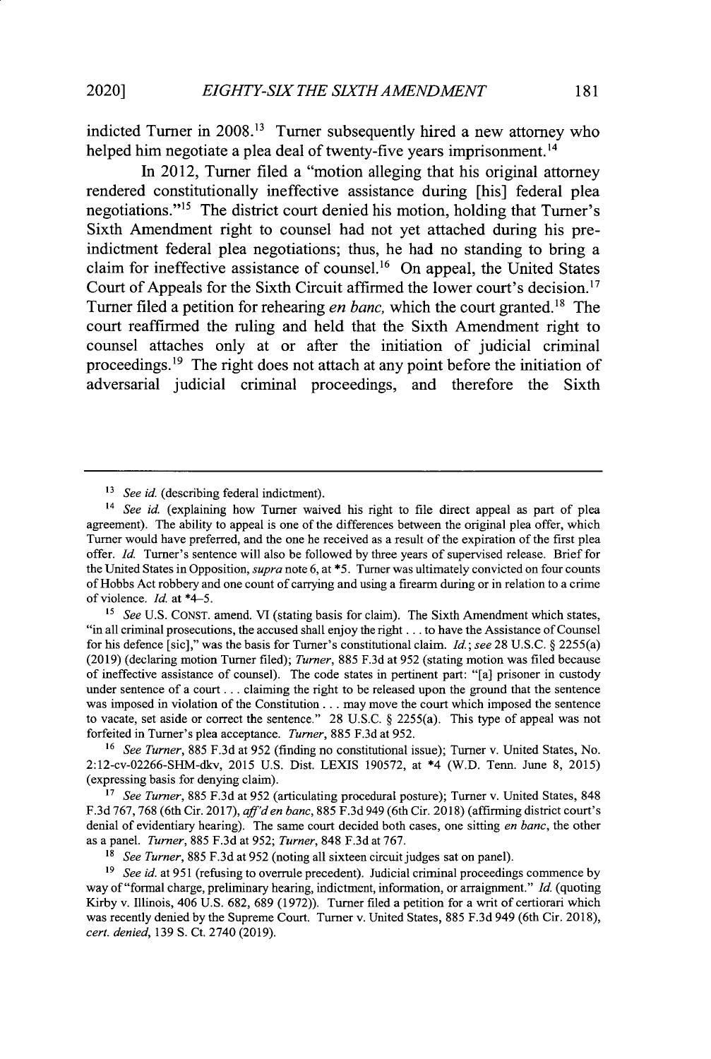indicted Turner in 2008.[13] Turner subsequently hired a new attorney who helped him negotiate a plea deal of twenty-five years imprisonment.[14]

In 2012, Turner filed a "motion alleging that his original attorney rendered constitutionally ineffective assistance during [his] federal plea negotiations."[15] The district court denied his motion, holding that Turner's Sixth Amendment right to counsel had not yet attached during his pre-indictment federal plea negotiations; thus, he had no standing to bring a claim for ineffective assistance of counsel.[16] On appeal, the United States Court of Appeals for the Sixth Circuit affirmed the lower court's decision.[17] Turner filed a petition for rehearing *en banc,* which the court granted.[18] The court reaffirmed the ruling and held that the Sixth Amendment right to counsel attaches only at or after the initiation of judicial criminal proceedings.[19] The right does not attach at any point before the initiation of adversarial judicial criminal proceedings, and therefore the Sixth

---

[13] *See id.* (describing federal indictment).

[14] *See id.* (explaining how Turner waived his right to file direct appeal as part of plea agreement). The ability to appeal is one of the differences between the original plea offer, which Turner would have preferred, and the one he received as a result of the expiration of the first plea offer. *Id.* Turner's sentence will also be followed by three years of supervised release. Brief for the United States in Opposition, *supra* note 6, at *5. Turner was ultimately convicted on four counts of Hobbs Act robbery and one count of carrying and using a firearm during or in relation to a crime of violence. *Id.* at *4–5.

[15] *See* U.S. CONST. amend. VI (stating basis for claim). The Sixth Amendment which states, "in all criminal prosecutions, the accused shall enjoy the right . . . to have the Assistance of Counsel for his defence [sic]," was the basis for Turner's constitutional claim. *Id.*; *see* 28 U.S.C. § 2255(a) (2019) (declaring motion Turner filed); *Turner*, 885 F.3d at 952 (stating motion was filed because of ineffective assistance of counsel). The code states in pertinent part: "[a] prisoner in custody under sentence of a court . . . claiming the right to be released upon the ground that the sentence was imposed in violation of the Constitution . . . may move the court which imposed the sentence to vacate, set aside or correct the sentence." 28 U.S.C. § 2255(a). This type of appeal was not forfeited in Turner's plea acceptance. *Turner*, 885 F.3d at 952.

[16] *See Turner*, 885 F.3d at 952 (finding no constitutional issue); Turner v. United States, No. 2:12-cv-02266-SHM-dkv, 2015 U.S. Dist. LEXIS 190572, at *4 (W.D. Tenn. June 8, 2015) (expressing basis for denying claim).

[17] *See Turner*, 885 F.3d at 952 (articulating procedural posture); Turner v. United States, 848 F.3d 767, 768 (6th Cir. 2017), *aff'd en banc*, 885 F.3d 949 (6th Cir. 2018) (affirming district court's denial of evidentiary hearing). The same court decided both cases, one sitting *en banc*, the other as a panel. *Turner*, 885 F.3d at 952; *Turner*, 848 F.3d at 767.

[18] *See Turner*, 885 F.3d at 952 (noting all sixteen circuit judges sat on panel).

[19] *See id.* at 951 (refusing to overrule precedent). Judicial criminal proceedings commence by way of "formal charge, preliminary hearing, indictment, information, or arraignment." *Id.* (quoting Kirby v. Illinois, 406 U.S. 682, 689 (1972)). Turner filed a petition for a writ of certiorari which was recently denied by the Supreme Court. Turner v. United States, 885 F.3d 949 (6th Cir. 2018), *cert. denied*, 139 S. Ct. 2740 (2019).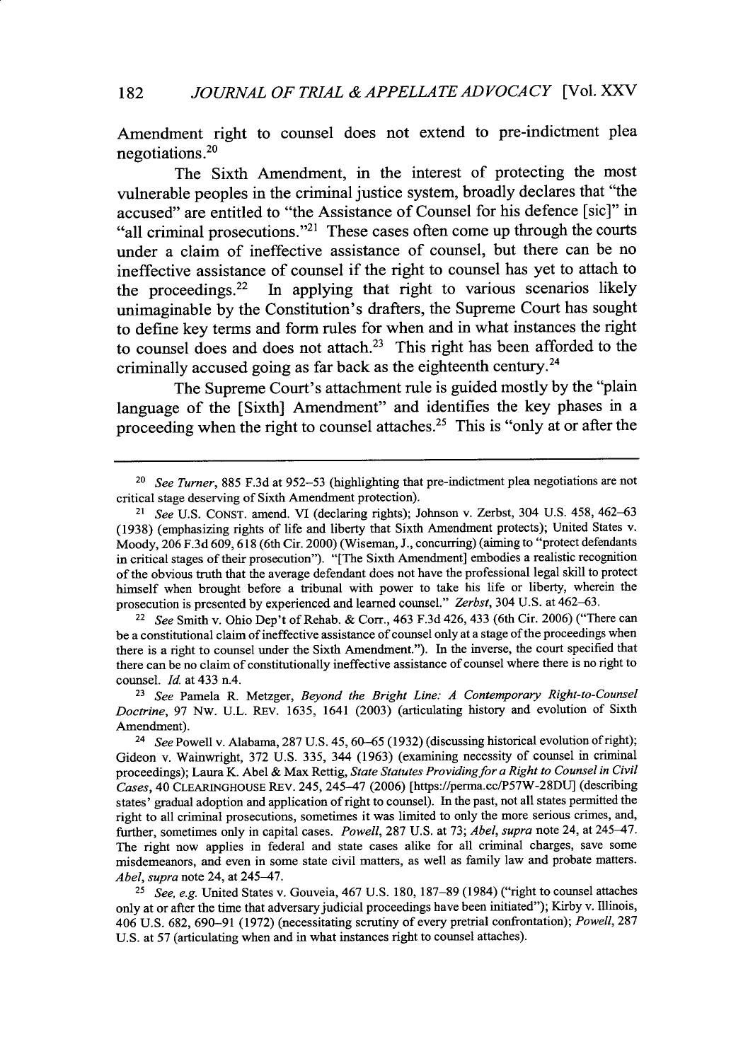Amendment right to counsel does not extend to pre-indictment plea negotiations.[20]

The Sixth Amendment, in the interest of protecting the most vulnerable peoples in the criminal justice system, broadly declares that "the accused" are entitled to "the Assistance of Counsel for his defence [sic]" in "all criminal prosecutions."[21] These cases often come up through the courts under a claim of ineffective assistance of counsel, but there can be no ineffective assistance of counsel if the right to counsel has yet to attach to the proceedings.[22] In applying that right to various scenarios likely unimaginable by the Constitution's drafters, the Supreme Court has sought to define key terms and form rules for when and in what instances the right to counsel does and does not attach.[23] This right has been afforded to the criminally accused going as far back as the eighteenth century.[24]

The Supreme Court's attachment rule is guided mostly by the "plain language of the [Sixth] Amendment" and identifies the key phases in a proceeding when the right to counsel attaches.[25] This is "only at or after the

---

[20] *See Turner*, 885 F.3d at 952–53 (highlighting that pre-indictment plea negotiations are not critical stage deserving of Sixth Amendment protection).

[21] *See* U.S. CONST. amend. VI (declaring rights); Johnson v. Zerbst, 304 U.S. 458, 462–63 (1938) (emphasizing rights of life and liberty that Sixth Amendment protects); United States v. Moody, 206 F.3d 609, 618 (6th Cir. 2000) (Wiseman, J., concurring) (aiming to "protect defendants in critical stages of their prosecution"). "[The Sixth Amendment] embodies a realistic recognition of the obvious truth that the average defendant does not have the professional legal skill to protect himself when brought before a tribunal with power to take his life or liberty, wherein the prosecution is presented by experienced and learned counsel." *Zerbst*, 304 U.S. at 462–63.

[22] *See* Smith v. Ohio Dep't of Rehab. & Corr., 463 F.3d 426, 433 (6th Cir. 2006) ("There can be a constitutional claim of ineffective assistance of counsel only at a stage of the proceedings when there is a right to counsel under the Sixth Amendment."). In the inverse, the court specified that there can be no claim of constitutionally ineffective assistance of counsel where there is no right to counsel. *Id.* at 433 n.4.

[23] *See* Pamela R. Metzger, *Beyond the Bright Line: A Contemporary Right-to-Counsel Doctrine*, 97 NW. U.L. REV. 1635, 1641 (2003) (articulating history and evolution of Sixth Amendment).

[24] *See* Powell v. Alabama, 287 U.S. 45, 60–65 (1932) (discussing historical evolution of right); Gideon v. Wainwright, 372 U.S. 335, 344 (1963) (examining necessity of counsel in criminal proceedings); Laura K. Abel & Max Rettig, *State Statutes Providing for a Right to Counsel in Civil Cases*, 40 CLEARINGHOUSE REV. 245, 245–47 (2006) [https://perma.cc/P57W-28DU] (describing states' gradual adoption and application of right to counsel). In the past, not all states permitted the right to all criminal prosecutions, sometimes it was limited to only the more serious crimes, and, further, sometimes only in capital cases. *Powell*, 287 U.S. at 73; *Abel*, *supra* note 24, at 245–47. The right now applies in federal and state cases alike for all criminal charges, save some misdemeanors, and even in some state civil matters, as well as family law and probate matters. *Abel*, *supra* note 24, at 245–47.

[25] *See, e.g.* United States v. Gouveia, 467 U.S. 180, 187–89 (1984) ("right to counsel attaches only at or after the time that adversary judicial proceedings have been initiated"); Kirby v. Illinois, 406 U.S. 682, 690–91 (1972) (necessitating scrutiny of every pretrial confrontation); *Powell*, 287 U.S. at 57 (articulating when and in what instances right to counsel attaches).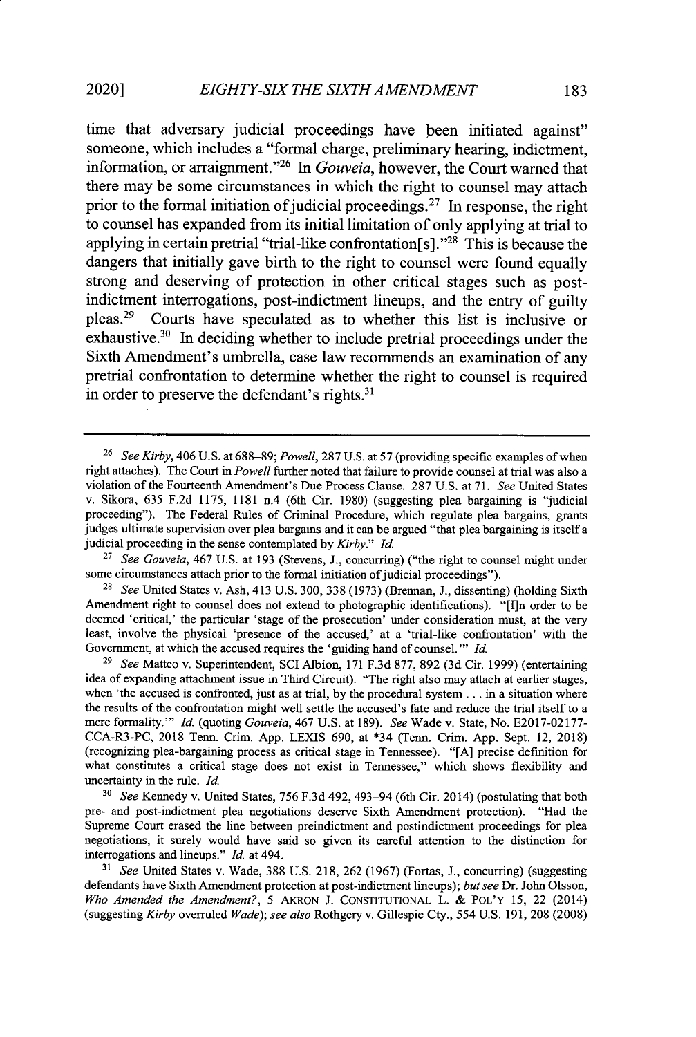time that adversary judicial proceedings have been initiated against" someone, which includes a "formal charge, preliminary hearing, indictment, information, or arraignment."[26] In *Gouveia*, however, the Court warned that there may be some circumstances in which the right to counsel may attach prior to the formal initiation of judicial proceedings.[27] In response, the right to counsel has expanded from its initial limitation of only applying at trial to applying in certain pretrial "trial-like confrontation[s]."[28] This is because the dangers that initially gave birth to the right to counsel were found equally strong and deserving of protection in other critical stages such as post-indictment interrogations, post-indictment lineups, and the entry of guilty pleas.[29] Courts have speculated as to whether this list is inclusive or exhaustive.[30] In deciding whether to include pretrial proceedings under the Sixth Amendment's umbrella, case law recommends an examination of any pretrial confrontation to determine whether the right to counsel is required in order to preserve the defendant's rights.[31]

---

[26] *See Kirby*, 406 U.S. at 688–89; *Powell*, 287 U.S. at 57 (providing specific examples of when right attaches). The Court in *Powell* further noted that failure to provide counsel at trial was also a violation of the Fourteenth Amendment's Due Process Clause. 287 U.S. at 71. *See* United States v. Sikora, 635 F.2d 1175, 1181 n.4 (6th Cir. 1980) (suggesting plea bargaining is "judicial proceeding"). The Federal Rules of Criminal Procedure, which regulate plea bargains, grants judges ultimate supervision over plea bargains and it can be argued "that plea bargaining is itself a judicial proceeding in the sense contemplated by *Kirby*." *Id.*

[27] *See Gouveia*, 467 U.S. at 193 (Stevens, J., concurring) ("the right to counsel might under some circumstances attach prior to the formal initiation of judicial proceedings").

[28] *See* United States v. Ash, 413 U.S. 300, 338 (1973) (Brennan, J., dissenting) (holding Sixth Amendment right to counsel does not extend to photographic identifications). "[I]n order to be deemed 'critical,' the particular 'stage of the prosecution' under consideration must, at the very least, involve the physical 'presence of the accused,' at a 'trial-like confrontation' with the Government, at which the accused requires the 'guiding hand of counsel.'" *Id.*

[29] *See* Matteo v. Superintendent, SCI Albion, 171 F.3d 877, 892 (3d Cir. 1999) (entertaining idea of expanding attachment issue in Third Circuit). "The right also may attach at earlier stages, when 'the accused is confronted, just as at trial, by the procedural system . . . in a situation where the results of the confrontation might well settle the accused's fate and reduce the trial itself to a mere formality.'" *Id.* (quoting *Gouveia*, 467 U.S. at 189). *See* Wade v. State, No. E2017-02177-CCA-R3-PC, 2018 Tenn. Crim. App. LEXIS 690, at *34 (Tenn. Crim. App. Sept. 12, 2018) (recognizing plea-bargaining process as critical stage in Tennessee). "[A] precise definition for what constitutes a critical stage does not exist in Tennessee," which shows flexibility and uncertainty in the rule. *Id.*

[30] *See* Kennedy v. United States, 756 F.3d 492, 493–94 (6th Cir. 2014) (postulating that both pre- and post-indictment plea negotiations deserve Sixth Amendment protection). "Had the Supreme Court erased the line between preindictment and postindictment proceedings for plea negotiations, it surely would have said so given its careful attention to the distinction for interrogations and lineups." *Id.* at 494.

[31] *See* United States v. Wade, 388 U.S. 218, 262 (1967) (Fortas, J., concurring) (suggesting defendants have Sixth Amendment protection at post-indictment lineups); *but see* Dr. John Olsson, *Who Amended the Amendment?*, 5 AKRON J. CONSTITUTIONAL L. & POL'Y 15, 22 (2014) (suggesting *Kirby* overruled *Wade*); *see also* Rothgery v. Gillespie Cty., 554 U.S. 191, 208 (2008)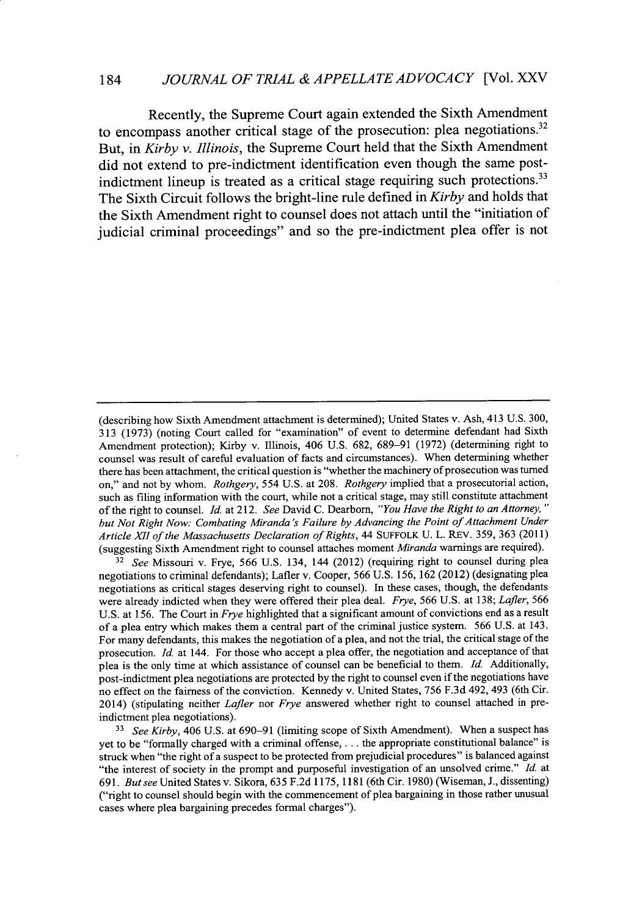Recently, the Supreme Court again extended the Sixth Amendment to encompass another critical stage of the prosecution: plea negotiations.[32] But, in *Kirby v. Illinois*, the Supreme Court held that the Sixth Amendment did not extend to pre-indictment identification even though the same post-indictment lineup is treated as a critical stage requiring such protections.[33] The Sixth Circuit follows the bright-line rule defined in *Kirby* and holds that the Sixth Amendment right to counsel does not attach until the "initiation of judicial criminal proceedings" and so the pre-indictment plea offer is not

---

(describing how Sixth Amendment attachment is determined); United States v. Ash, 413 U.S. 300, 313 (1973) (noting Court called for "examination" of event to determine defendant had Sixth Amendment protection); Kirby v. Illinois, 406 U.S. 682, 689–91 (1972) (determining right to counsel was result of careful evaluation of facts and circumstances). When determining whether there has been attachment, the critical question is "whether the machinery of prosecution was turned on," and not by whom. *Rothgery*, 554 U.S. at 208. *Rothgery* implied that a prosecutorial action, such as filing information with the court, while not a critical stage, may still constitute attachment of the right to counsel. *Id.* at 212. *See* David C. Dearborn, *"You Have the Right to an Attorney," but Not Right Now: Combating Miranda's Failure by Advancing the Point of Attachment Under Article XII of the Massachusetts Declaration of Rights*, 44 SUFFOLK U. L. REV. 359, 363 (2011) (suggesting Sixth Amendment right to counsel attaches moment *Miranda* warnings are required).

[32] *See* Missouri v. Frye, 566 U.S. 134, 144 (2012) (requiring right to counsel during plea negotiations to criminal defendants); Lafler v. Cooper, 566 U.S. 156, 162 (2012) (designating plea negotiations as critical stages deserving right to counsel). In these cases, though, the defendants were already indicted when they were offered their plea deal. *Frye*, 566 U.S. at 138; *Lafler*, 566 U.S. at 156. The Court in *Frye* highlighted that a significant amount of convictions end as a result of a plea entry which makes them a central part of the criminal justice system. 566 U.S. at 143. For many defendants, this makes the negotiation of a plea, and not the trial, the critical stage of the prosecution. *Id.* at 144. For those who accept a plea offer, the negotiation and acceptance of that plea is the only time at which assistance of counsel can be beneficial to them. *Id.* Additionally, post-indictment plea negotiations are protected by the right to counsel even if the negotiations have no effect on the fairness of the conviction. Kennedy v. United States, 756 F.3d 492, 493 (6th Cir. 2014) (stipulating neither *Lafler* nor *Frye* answered whether right to counsel attached in pre-indictment plea negotiations).

[33] *See Kirby*, 406 U.S. at 690–91 (limiting scope of Sixth Amendment). When a suspect has yet to be "formally charged with a criminal offense, . . . the appropriate constitutional balance" is struck when "the right of a suspect to be protected from prejudicial procedures" is balanced against "the interest of society in the prompt and purposeful investigation of an unsolved crime." *Id.* at 691. *But see* United States v. Sikora, 635 F.2d 1175, 1181 (6th Cir. 1980) (Wiseman, J., dissenting) ("right to counsel should begin with the commencement of plea bargaining in those rather unusual cases where plea bargaining precedes formal charges").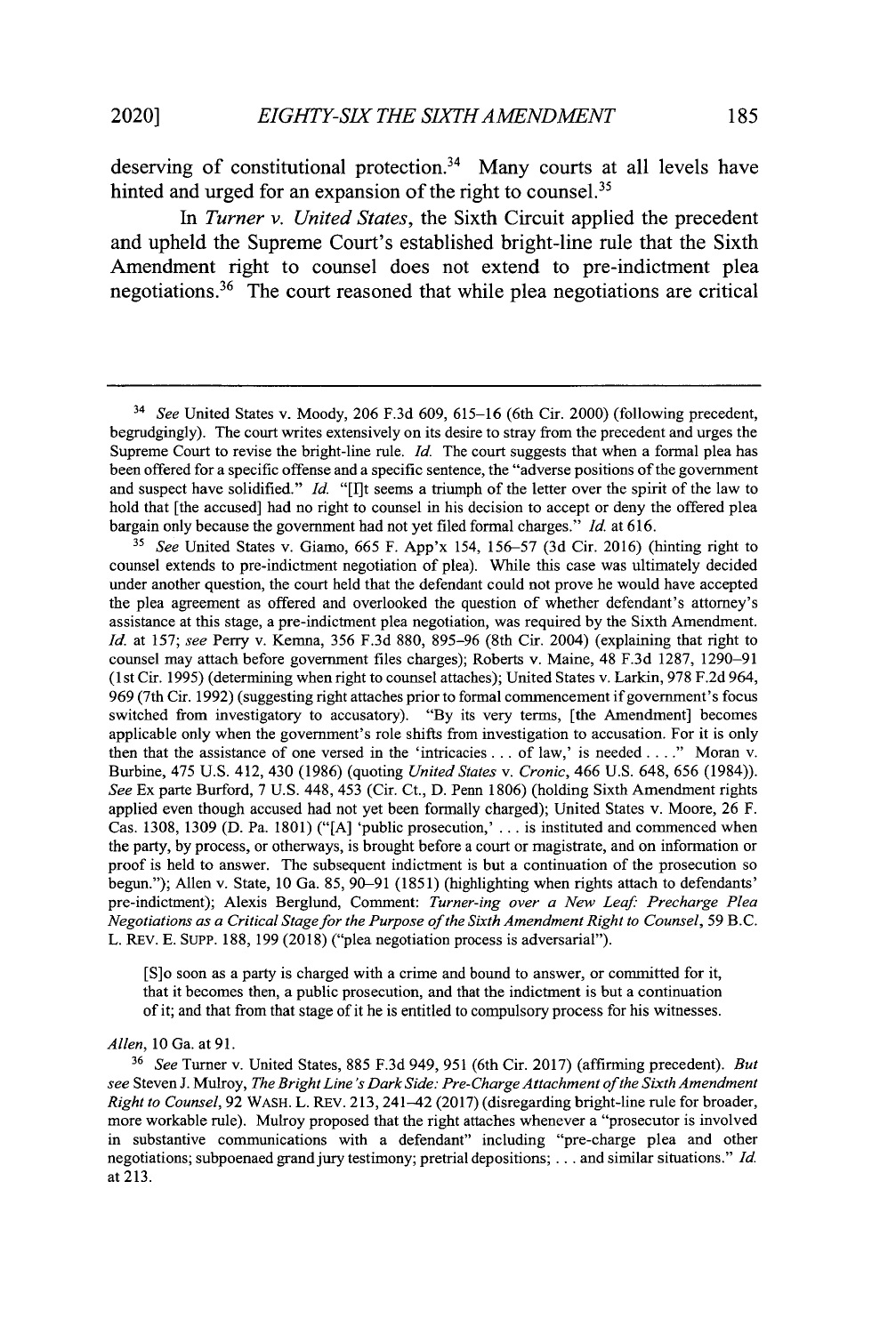deserving of constitutional protection.[34] Many courts at all levels have hinted and urged for an expansion of the right to counsel.[35]

In *Turner v. United States*, the Sixth Circuit applied the precedent and upheld the Supreme Court's established bright-line rule that the Sixth Amendment right to counsel does not extend to pre-indictment plea negotiations.[36] The court reasoned that while plea negotiations are critical

---

[34] *See* United States v. Moody, 206 F.3d 609, 615–16 (6th Cir. 2000) (following precedent, begrudgingly). The court writes extensively on its desire to stray from the precedent and urges the Supreme Court to revise the bright-line rule. *Id.* The court suggests that when a formal plea has been offered for a specific offense and a specific sentence, the "adverse positions of the government and suspect have solidified." *Id.* "[I]t seems a triumph of the letter over the spirit of the law to hold that [the accused] had no right to counsel in his decision to accept or deny the offered plea bargain only because the government had not yet filed formal charges." *Id.* at 616.

[35] *See* United States v. Giamo, 665 F. App'x 154, 156–57 (3d Cir. 2016) (hinting right to counsel extends to pre-indictment negotiation of plea). While this case was ultimately decided under another question, the court held that the defendant could not prove he would have accepted the plea agreement as offered and overlooked the question of whether defendant's attorney's assistance at this stage, a pre-indictment plea negotiation, was required by the Sixth Amendment. *Id.* at 157; *see* Perry v. Kemna, 356 F.3d 880, 895–96 (8th Cir. 2004) (explaining that right to counsel may attach before government files charges); Roberts v. Maine, 48 F.3d 1287, 1290–91 (1st Cir. 1995) (determining when right to counsel attaches); United States v. Larkin, 978 F.2d 964, 969 (7th Cir. 1992) (suggesting right attaches prior to formal commencement if government's focus switched from investigatory to accusatory). "By its very terms, [the Amendment] becomes applicable only when the government's role shifts from investigation to accusation. For it is only then that the assistance of one versed in the 'intricacies . . . of law,' is needed . . . ." Moran v. Burbine, 475 U.S. 412, 430 (1986) (quoting *United States* v. *Cronic*, 466 U.S. 648, 656 (1984)). *See* Ex parte Burford, 7 U.S. 448, 453 (Cir. Ct., D. Penn 1806) (holding Sixth Amendment rights applied even though accused had not yet been formally charged); United States v. Moore, 26 F. Cas. 1308, 1309 (D. Pa. 1801) ("[A] 'public prosecution,' . . . is instituted and commenced when the party, by process, or otherways, is brought before a court or magistrate, and on information or proof is held to answer. The subsequent indictment is but a continuation of the prosecution so begun."); Allen v. State, 10 Ga. 85, 90–91 (1851) (highlighting when rights attach to defendants' pre-indictment); Alexis Berglund, Comment: *Turner-ing over a New Leaf: Precharge Plea Negotiations as a Critical Stage for the Purpose of the Sixth Amendment Right to Counsel*, 59 B.C. L. REV. E. SUPP. 188, 199 (2018) ("plea negotiation process is adversarial").

> [S]o soon as a party is charged with a crime and bound to answer, or committed for it, that it becomes then, a public prosecution, and that the indictment is but a continuation of it; and that from that stage of it he is entitled to compulsory process for his witnesses.

*Allen*, 10 Ga. at 91.

[36] *See* Turner v. United States, 885 F.3d 949, 951 (6th Cir. 2017) (affirming precedent). *But see* Steven J. Mulroy, *The Bright Line's Dark Side: Pre-Charge Attachment of the Sixth Amendment Right to Counsel*, 92 WASH. L. REV. 213, 241–42 (2017) (disregarding bright-line rule for broader, more workable rule). Mulroy proposed that the right attaches whenever a "prosecutor is involved in substantive communications with a defendant" including "pre-charge plea and other negotiations; subpoenaed grand jury testimony; pretrial depositions; . . . and similar situations." *Id.* at 213.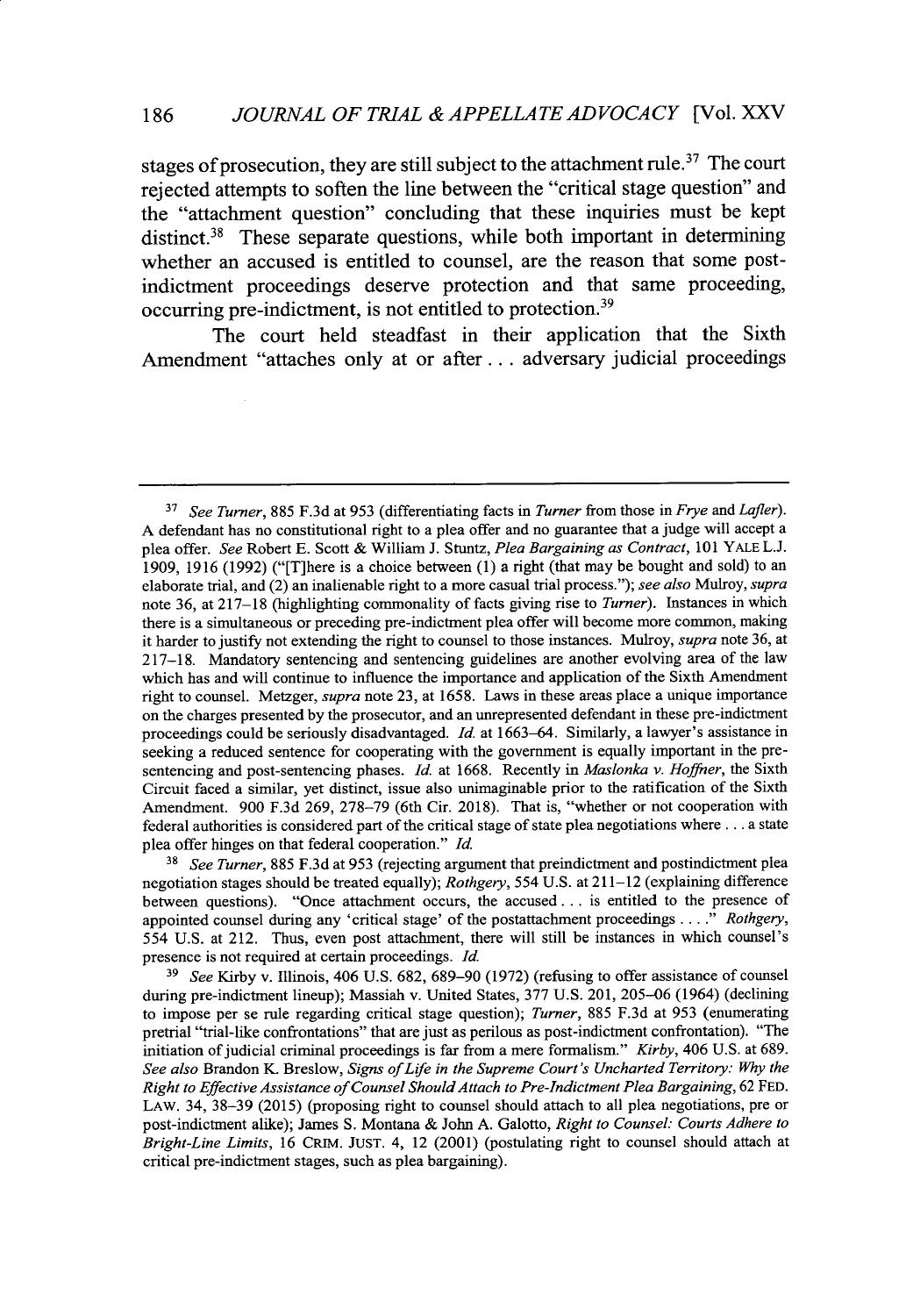stages of prosecution, they are still subject to the attachment rule.[37] The court rejected attempts to soften the line between the "critical stage question" and the "attachment question" concluding that these inquiries must be kept distinct.[38] These separate questions, while both important in determining whether an accused is entitled to counsel, are the reason that some post-indictment proceedings deserve protection and that same proceeding, occurring pre-indictment, is not entitled to protection.[39]

The court held steadfast in their application that the Sixth Amendment "attaches only at or after . . . adversary judicial proceedings

---

[37] *See Turner*, 885 F.3d at 953 (differentiating facts in *Turner* from those in *Frye* and *Lafler*). A defendant has no constitutional right to a plea offer and no guarantee that a judge will accept a plea offer. *See* Robert E. Scott & William J. Stuntz, *Plea Bargaining as Contract*, 101 YALE L.J. 1909, 1916 (1992) ("[T]here is a choice between (1) a right (that may be bought and sold) to an elaborate trial, and (2) an inalienable right to a more casual trial process."); *see also* Mulroy, *supra* note 36, at 217–18 (highlighting commonality of facts giving rise to *Turner*). Instances in which there is a simultaneous or preceding pre-indictment plea offer will become more common, making it harder to justify not extending the right to counsel to those instances. Mulroy, *supra* note 36, at 217–18. Mandatory sentencing and sentencing guidelines are another evolving area of the law which has and will continue to influence the importance and application of the Sixth Amendment right to counsel. Metzger, *supra* note 23, at 1658. Laws in these areas place a unique importance on the charges presented by the prosecutor, and an unrepresented defendant in these pre-indictment proceedings could be seriously disadvantaged. *Id.* at 1663–64. Similarly, a lawyer's assistance in seeking a reduced sentence for cooperating with the government is equally important in the pre-sentencing and post-sentencing phases. *Id.* at 1668. Recently in *Maslonka v. Hoffner*, the Sixth Circuit faced a similar, yet distinct, issue also unimaginable prior to the ratification of the Sixth Amendment. 900 F.3d 269, 278–79 (6th Cir. 2018). That is, "whether or not cooperation with federal authorities is considered part of the critical stage of state plea negotiations where . . . a state plea offer hinges on that federal cooperation." *Id.*

[38] *See Turner*, 885 F.3d at 953 (rejecting argument that preindictment and postindictment plea negotiation stages should be treated equally); *Rothgery*, 554 U.S. at 211–12 (explaining difference between questions). "Once attachment occurs, the accused . . . is entitled to the presence of appointed counsel during any 'critical stage' of the postattachment proceedings . . . ." *Rothgery*, 554 U.S. at 212. Thus, even post attachment, there will still be instances in which counsel's presence is not required at certain proceedings. *Id.*

[39] *See* Kirby v. Illinois, 406 U.S. 682, 689–90 (1972) (refusing to offer assistance of counsel during pre-indictment lineup); Massiah v. United States, 377 U.S. 201, 205–06 (1964) (declining to impose per se rule regarding critical stage question); *Turner*, 885 F.3d at 953 (enumerating pretrial "trial-like confrontations" that are just as perilous as post-indictment confrontation). "The initiation of judicial criminal proceedings is far from a mere formalism." *Kirby*, 406 U.S. at 689. *See also* Brandon K. Breslow, *Signs of Life in the Supreme Court's Uncharted Territory: Why the Right to Effective Assistance of Counsel Should Attach to Pre-Indictment Plea Bargaining*, 62 FED. LAW. 34, 38–39 (2015) (proposing right to counsel should attach to all plea negotiations, pre or post-indictment alike); James S. Montana & John A. Galotto, *Right to Counsel: Courts Adhere to Bright-Line Limits*, 16 CRIM. JUST. 4, 12 (2001) (postulating right to counsel should attach at critical pre-indictment stages, such as plea bargaining).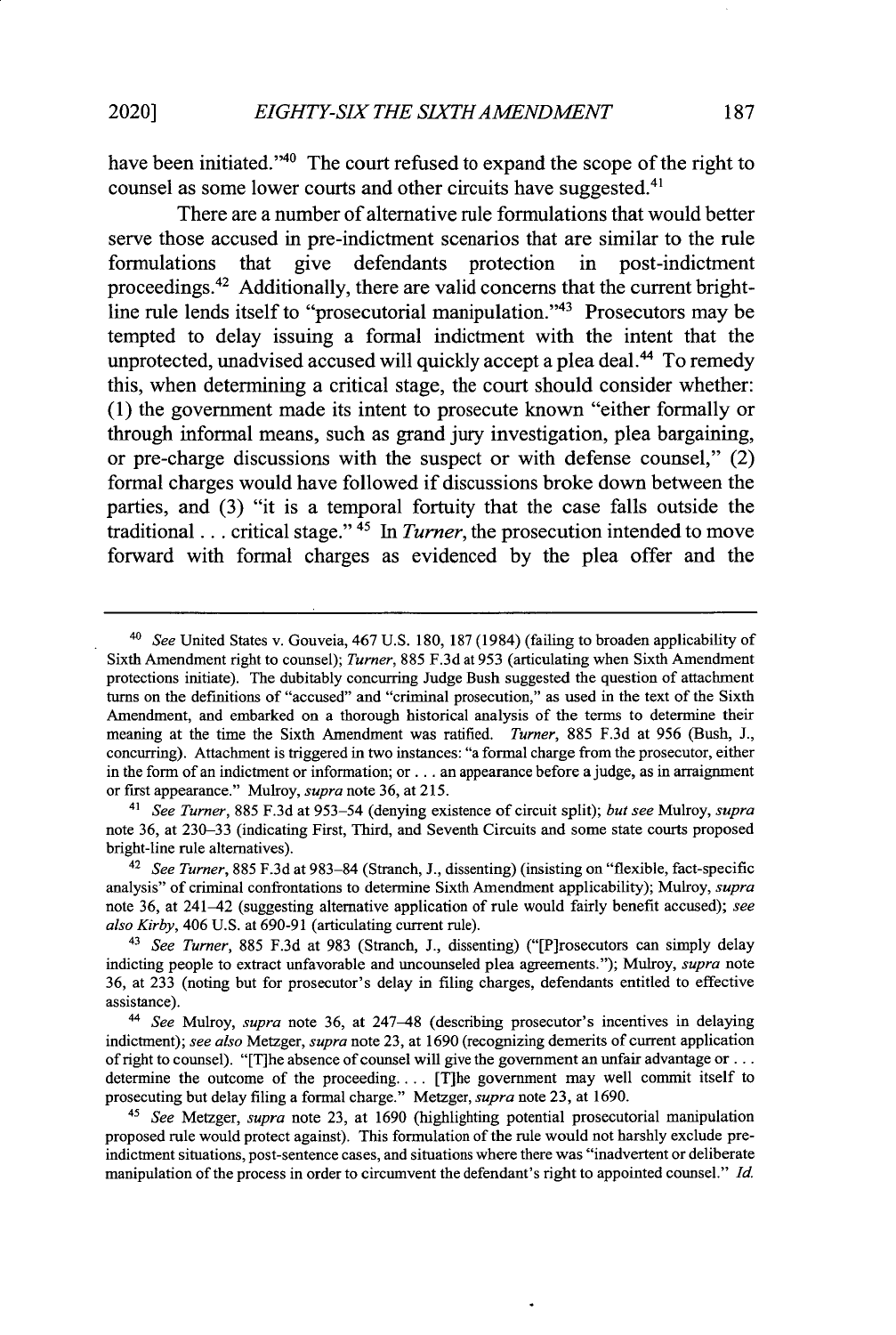have been initiated."[40] The court refused to expand the scope of the right to counsel as some lower courts and other circuits have suggested.[41]

There are a number of alternative rule formulations that would better serve those accused in pre-indictment scenarios that are similar to the rule formulations that give defendants protection in post-indictment proceedings.[42] Additionally, there are valid concerns that the current bright-line rule lends itself to "prosecutorial manipulation."[43] Prosecutors may be tempted to delay issuing a formal indictment with the intent that the unprotected, unadvised accused will quickly accept a plea deal.[44] To remedy this, when determining a critical stage, the court should consider whether: (1) the government made its intent to prosecute known "either formally or through informal means, such as grand jury investigation, plea bargaining, or pre-charge discussions with the suspect or with defense counsel," (2) formal charges would have followed if discussions broke down between the parties, and (3) "it is a temporal fortuity that the case falls outside the traditional . . . critical stage."[45] In *Turner*, the prosecution intended to move forward with formal charges as evidenced by the plea offer and the

---

[40] *See* United States v. Gouveia, 467 U.S. 180, 187 (1984) (failing to broaden applicability of Sixth Amendment right to counsel); *Turner*, 885 F.3d at 953 (articulating when Sixth Amendment protections initiate). The dubitably concurring Judge Bush suggested the question of attachment turns on the definitions of "accused" and "criminal prosecution," as used in the text of the Sixth Amendment, and embarked on a thorough historical analysis of the terms to determine their meaning at the time the Sixth Amendment was ratified. *Turner*, 885 F.3d at 956 (Bush, J., concurring). Attachment is triggered in two instances: "a formal charge from the prosecutor, either in the form of an indictment or information; or . . . an appearance before a judge, as in arraignment or first appearance." Mulroy, *supra* note 36, at 215.

[41] *See Turner*, 885 F.3d at 953–54 (denying existence of circuit split); *but see* Mulroy, *supra* note 36, at 230–33 (indicating First, Third, and Seventh Circuits and some state courts proposed bright-line rule alternatives).

[42] *See Turner*, 885 F.3d at 983–84 (Stranch, J., dissenting) (insisting on "flexible, fact-specific analysis" of criminal confrontations to determine Sixth Amendment applicability); Mulroy, *supra* note 36, at 241–42 (suggesting alternative application of rule would fairly benefit accused); *see also Kirby*, 406 U.S. at 690-91 (articulating current rule).

[43] *See Turner*, 885 F.3d at 983 (Stranch, J., dissenting) ("[P]rosecutors can simply delay indicting people to extract unfavorable and uncounseled plea agreements."); Mulroy, *supra* note 36, at 233 (noting but for prosecutor's delay in filing charges, defendants entitled to effective assistance).

[44] *See* Mulroy, *supra* note 36, at 247–48 (describing prosecutor's incentives in delaying indictment); *see also* Metzger, *supra* note 23, at 1690 (recognizing demerits of current application of right to counsel). "[T]he absence of counsel will give the government an unfair advantage or . . . determine the outcome of the proceeding. . . . [T]he government may well commit itself to prosecuting but delay filing a formal charge." Metzger, *supra* note 23, at 1690.

[45] *See* Metzger, *supra* note 23, at 1690 (highlighting potential prosecutorial manipulation proposed rule would protect against). This formulation of the rule would not harshly exclude pre-indictment situations, post-sentence cases, and situations where there was "inadvertent or deliberate manipulation of the process in order to circumvent the defendant's right to appointed counsel." *Id.*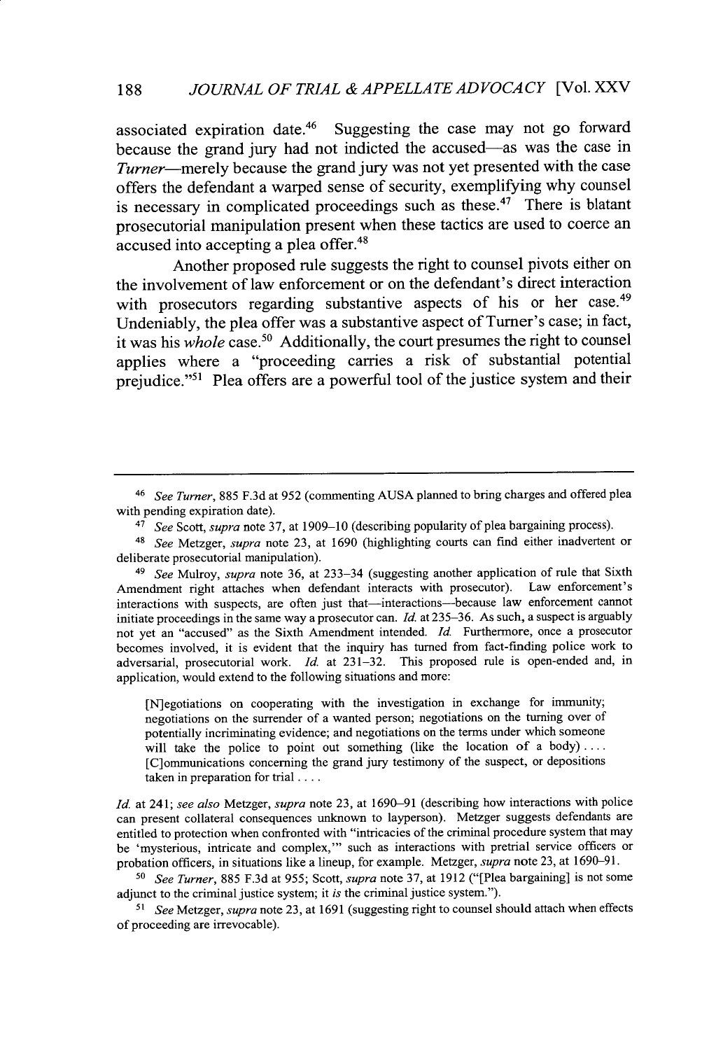associated expiration date.[46] Suggesting the case may not go forward because the grand jury had not indicted the accused—as was the case in *Turner*—merely because the grand jury was not yet presented with the case offers the defendant a warped sense of security, exemplifying why counsel is necessary in complicated proceedings such as these.[47] There is blatant prosecutorial manipulation present when these tactics are used to coerce an accused into accepting a plea offer.[48]

Another proposed rule suggests the right to counsel pivots either on the involvement of law enforcement or on the defendant's direct interaction with prosecutors regarding substantive aspects of his or her case.[49] Undeniably, the plea offer was a substantive aspect of Turner's case; in fact, it was his *whole* case.[50] Additionally, the court presumes the right to counsel applies where a "proceeding carries a risk of substantial potential prejudice."[51] Plea offers are a powerful tool of the justice system and their

---

[46] *See Turner*, 885 F.3d at 952 (commenting AUSA planned to bring charges and offered plea with pending expiration date).

[47] *See* Scott, *supra* note 37, at 1909–10 (describing popularity of plea bargaining process).

[48] *See* Metzger, *supra* note 23, at 1690 (highlighting courts can find either inadvertent or deliberate prosecutorial manipulation).

[49] *See* Mulroy, *supra* note 36, at 233–34 (suggesting another application of rule that Sixth Amendment right attaches when defendant interacts with prosecutor). Law enforcement's interactions with suspects, are often just that—interactions—because law enforcement cannot initiate proceedings in the same way a prosecutor can. *Id.* at 235–36. As such, a suspect is arguably not yet an "accused" as the Sixth Amendment intended. *Id.* Furthermore, once a prosecutor becomes involved, it is evident that the inquiry has turned from fact-finding police work to adversarial, prosecutorial work. *Id.* at 231–32. This proposed rule is open-ended and, in application, would extend to the following situations and more:

> [N]egotiations on cooperating with the investigation in exchange for immunity; negotiations on the surrender of a wanted person; negotiations on the turning over of potentially incriminating evidence; and negotiations on the terms under which someone will take the police to point out something (like the location of a body) . . . . [C]ommunications concerning the grand jury testimony of the suspect, or depositions taken in preparation for trial . . . .

*Id.* at 241; *see also* Metzger, *supra* note 23, at 1690–91 (describing how interactions with police can present collateral consequences unknown to layperson). Metzger suggests defendants are entitled to protection when confronted with "intricacies of the criminal procedure system that may be 'mysterious, intricate and complex,'" such as interactions with pretrial service officers or probation officers, in situations like a lineup, for example. Metzger, *supra* note 23, at 1690–91.

[50] *See Turner*, 885 F.3d at 955; Scott, *supra* note 37, at 1912 ("[Plea bargaining] is not some adjunct to the criminal justice system; it *is* the criminal justice system.").

[51] *See* Metzger, *supra* note 23, at 1691 (suggesting right to counsel should attach when effects of proceeding are irrevocable).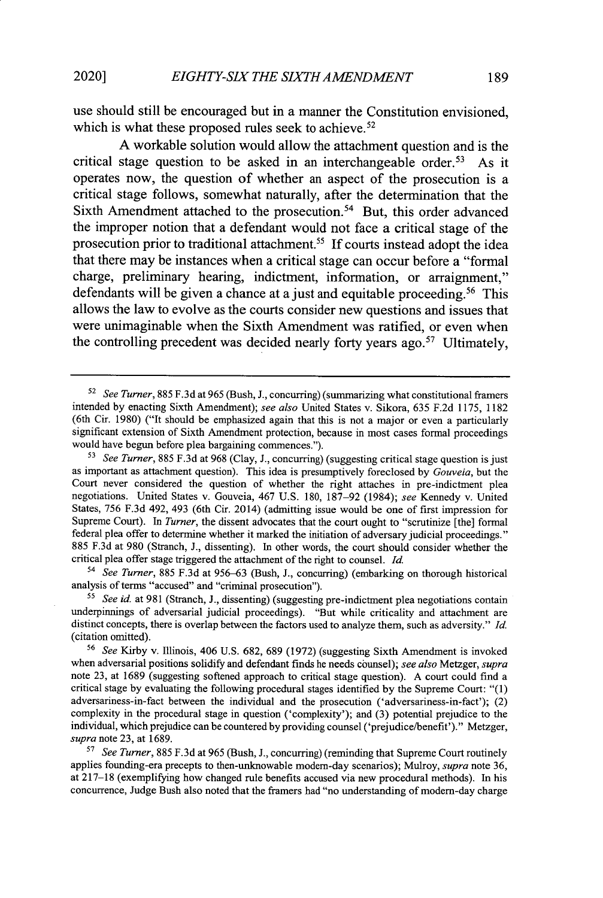use should still be encouraged but in a manner the Constitution envisioned, which is what these proposed rules seek to achieve.[52]

A workable solution would allow the attachment question and is the critical stage question to be asked in an interchangeable order.[53] As it operates now, the question of whether an aspect of the prosecution is a critical stage follows, somewhat naturally, after the determination that the Sixth Amendment attached to the prosecution.[54] But, this order advanced the improper notion that a defendant would not face a critical stage of the prosecution prior to traditional attachment.[55] If courts instead adopt the idea that there may be instances when a critical stage can occur before a "formal charge, preliminary hearing, indictment, information, or arraignment," defendants will be given a chance at a just and equitable proceeding.[56] This allows the law to evolve as the courts consider new questions and issues that were unimaginable when the Sixth Amendment was ratified, or even when the controlling precedent was decided nearly forty years ago.[57] Ultimately,

---

[52] *See Turner*, 885 F.3d at 965 (Bush, J., concurring) (summarizing what constitutional framers intended by enacting Sixth Amendment); *see also* United States v. Sikora, 635 F.2d 1175, 1182 (6th Cir. 1980) ("It should be emphasized again that this is not a major or even a particularly significant extension of Sixth Amendment protection, because in most cases formal proceedings would have begun before plea bargaining commences.").

[53] *See Turner*, 885 F.3d at 968 (Clay, J., concurring) (suggesting critical stage question is just as important as attachment question). This idea is presumptively foreclosed by *Gouveia*, but the Court never considered the question of whether the right attaches in pre-indictment plea negotiations. United States v. Gouveia, 467 U.S. 180, 187–92 (1984); *see* Kennedy v. United States, 756 F.3d 492, 493 (6th Cir. 2014) (admitting issue would be one of first impression for Supreme Court). In *Turner*, the dissent advocates that the court ought to "scrutinize [the] formal federal plea offer to determine whether it marked the initiation of adversary judicial proceedings." 885 F.3d at 980 (Stranch, J., dissenting). In other words, the court should consider whether the critical plea offer stage triggered the attachment of the right to counsel. *Id.*

[54] *See Turner*, 885 F.3d at 956–63 (Bush, J., concurring) (embarking on thorough historical analysis of terms "accused" and "criminal prosecution").

[55] *See id.* at 981 (Stranch, J., dissenting) (suggesting pre-indictment plea negotiations contain underpinnings of adversarial judicial proceedings). "But while criticality and attachment are distinct concepts, there is overlap between the factors used to analyze them, such as adversity." *Id.* (citation omitted).

[56] *See* Kirby v. Illinois, 406 U.S. 682, 689 (1972) (suggesting Sixth Amendment is invoked when adversarial positions solidify and defendant finds he needs counsel); *see also* Metzger, *supra* note 23, at 1689 (suggesting softened approach to critical stage question). A court could find a critical stage by evaluating the following procedural stages identified by the Supreme Court: "(1) adversariness-in-fact between the individual and the prosecution ('adversariness-in-fact'); (2) complexity in the procedural stage in question ('complexity'); and (3) potential prejudice to the individual, which prejudice can be countered by providing counsel ('prejudice/benefit')." Metzger, *supra* note 23, at 1689.

[57] *See Turner*, 885 F.3d at 965 (Bush, J., concurring) (reminding that Supreme Court routinely applies founding-era precepts to then-unknowable modern-day scenarios); Mulroy, *supra* note 36, at 217–18 (exemplifying how changed rule benefits accused via new procedural methods). In his concurrence, Judge Bush also noted that the framers had "no understanding of modern-day charge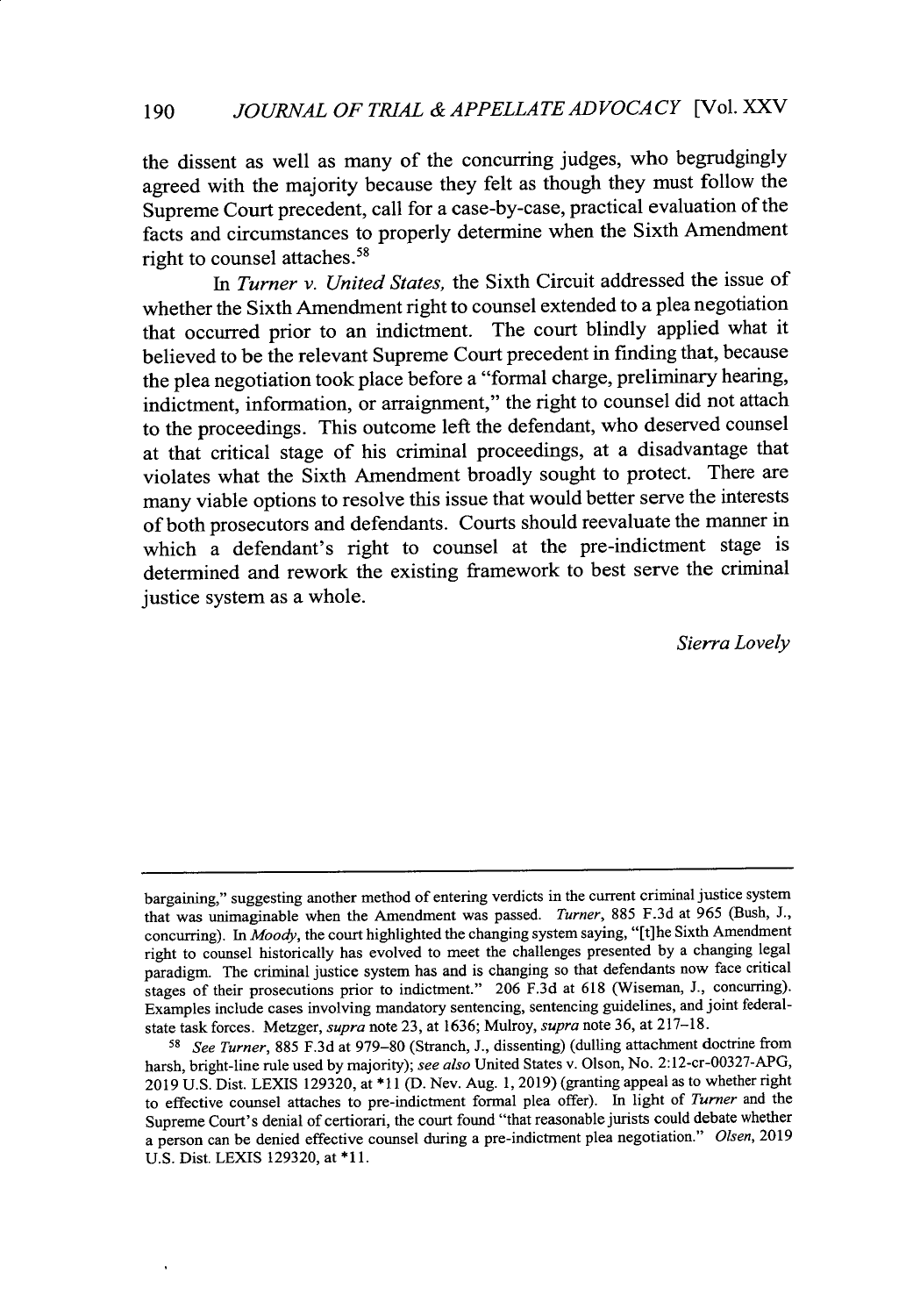the dissent as well as many of the concurring judges, who begrudgingly agreed with the majority because they felt as though they must follow the Supreme Court precedent, call for a case-by-case, practical evaluation of the facts and circumstances to properly determine when the Sixth Amendment right to counsel attaches.[58]

In *Turner v. United States,* the Sixth Circuit addressed the issue of whether the Sixth Amendment right to counsel extended to a plea negotiation that occurred prior to an indictment. The court blindly applied what it believed to be the relevant Supreme Court precedent in finding that, because the plea negotiation took place before a "formal charge, preliminary hearing, indictment, information, or arraignment," the right to counsel did not attach to the proceedings. This outcome left the defendant, who deserved counsel at that critical stage of his criminal proceedings, at a disadvantage that violates what the Sixth Amendment broadly sought to protect. There are many viable options to resolve this issue that would better serve the interests of both prosecutors and defendants. Courts should reevaluate the manner in which a defendant's right to counsel at the pre-indictment stage is determined and rework the existing framework to best serve the criminal justice system as a whole.

*Sierra Lovely*

---

bargaining," suggesting another method of entering verdicts in the current criminal justice system that was unimaginable when the Amendment was passed. *Turner*, 885 F.3d at 965 (Bush, J., concurring). In *Moody*, the court highlighted the changing system saying, "[t]he Sixth Amendment right to counsel historically has evolved to meet the challenges presented by a changing legal paradigm. The criminal justice system has and is changing so that defendants now face critical stages of their prosecutions prior to indictment." 206 F.3d at 618 (Wiseman, J., concurring). Examples include cases involving mandatory sentencing, sentencing guidelines, and joint federal-state task forces. Metzger, *supra* note 23, at 1636; Mulroy, *supra* note 36, at 217–18.

[58] *See Turner*, 885 F.3d at 979–80 (Stranch, J., dissenting) (dulling attachment doctrine from harsh, bright-line rule used by majority); *see also* United States v. Olson, No. 2:12-cr-00327-APG, 2019 U.S. Dist. LEXIS 129320, at *11 (D. Nev. Aug. 1, 2019) (granting appeal as to whether right to effective counsel attaches to pre-indictment formal plea offer). In light of *Turner* and the Supreme Court's denial of certiorari, the court found "that reasonable jurists could debate whether a person can be denied effective counsel during a pre-indictment plea negotiation." *Olsen*, 2019 U.S. Dist. LEXIS 129320, at *11.